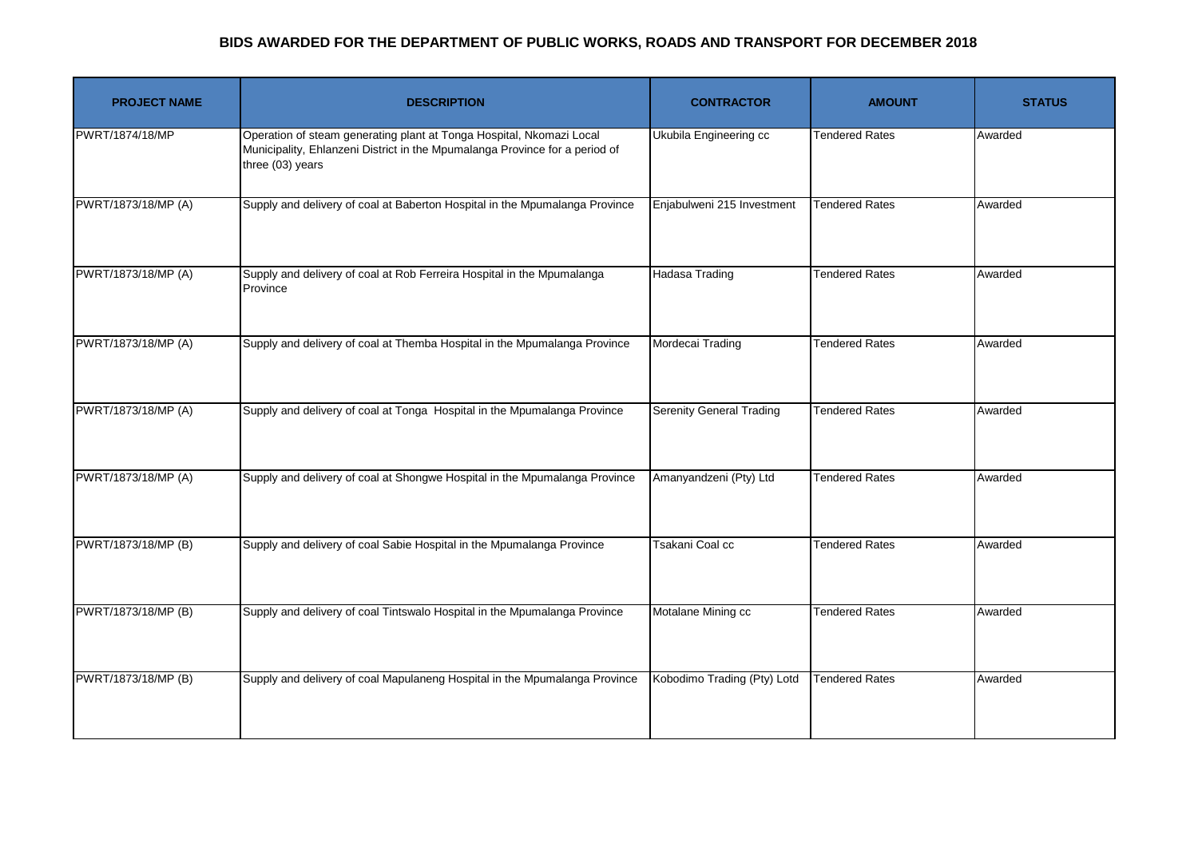# BIDS AWARDED FOR THE DEPARTMENT OF PUBLIC WORKS, ROADS AND TRANSPORT FOR DECEMBER 2018

| PROJECT NAME | DESCRIPTION | CONTRACTOR | AMOUNT | STATUS |
|---|---|---|---|---|
| PWRT/1874/18/MP | Operation of steam generating plant at Tonga Hospital, Nkomazi Local Municipality, Ehlanzeni District in the Mpumalanga Province for a period of three (03) years | Ukubila Engineering cc | Tendered Rates | Awarded |
| PWRT/1873/18/MP (A) | Supply and delivery of coal at Baberton Hospital in the Mpumalanga Province | Enjabulweni 215 Investment | Tendered Rates | Awarded |
| PWRT/1873/18/MP (A) | Supply and delivery of coal at Rob Ferreira Hospital in the Mpumalanga Province | Hadasa Trading | Tendered Rates | Awarded |
| PWRT/1873/18/MP (A) | Supply and delivery of coal at Themba Hospital in the Mpumalanga Province | Mordecai Trading | Tendered Rates | Awarded |
| PWRT/1873/18/MP (A) | Supply and delivery of coal at Tonga Hospital in the Mpumalanga Province | Serenity General Trading | Tendered Rates | Awarded |
| PWRT/1873/18/MP (A) | Supply and delivery of coal at Shongwe Hospital in the Mpumalanga Province | Amanyandzeni (Pty) Ltd | Tendered Rates | Awarded |
| PWRT/1873/18/MP (B) | Supply and delivery of coal Sabie Hospital in the Mpumalanga Province | Tsakani Coal cc | Tendered Rates | Awarded |
| PWRT/1873/18/MP (B) | Supply and delivery of coal Tintswalo Hospital in the Mpumalanga Province | Motalane Mining cc | Tendered Rates | Awarded |
| PWRT/1873/18/MP (B) | Supply and delivery of coal Mapulaneng Hospital in the Mpumalanga Province | Kobodimo Trading (Pty) Lotd | Tendered Rates | Awarded |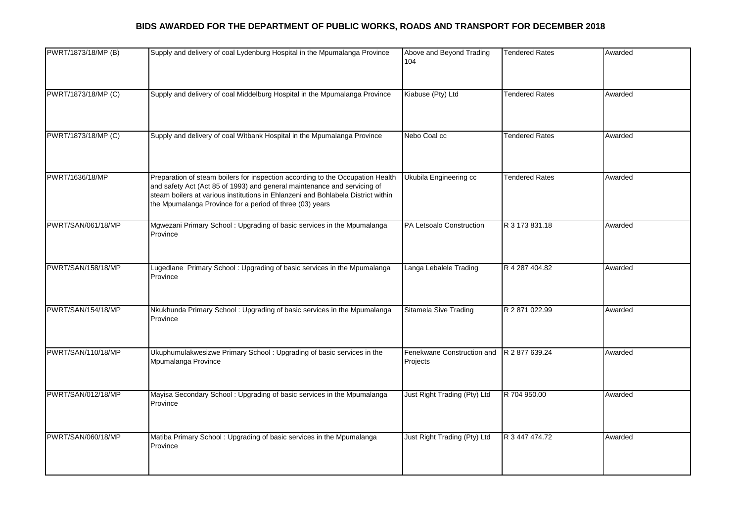## BIDS AWARDED FOR THE DEPARTMENT OF PUBLIC WORKS, ROADS AND TRANSPORT FOR DECEMBER 2018

| | | | | |
|---|---|---|---|---|
| PWRT/1873/18/MP (B) | Supply and delivery of coal Lydenburg Hospital in the Mpumalanga Province | Above and Beyond Trading 104 | Tendered Rates | Awarded |
| PWRT/1873/18/MP (C) | Supply and delivery of coal Middelburg Hospital in the Mpumalanga Province | Kiabuse (Pty) Ltd | Tendered Rates | Awarded |
| PWRT/1873/18/MP (C) | Supply and delivery of coal Witbank Hospital in the Mpumalanga Province | Nebo Coal cc | Tendered Rates | Awarded |
| PWRT/1636/18/MP | Preparation of steam boilers for inspection according to the Occupation Health and safety Act (Act 85 of 1993) and general maintenance and servicing of steam boilers at various institutions in Ehlanzeni and Bohlabela District within the Mpumalanga Province for a period of three (03) years | Ukubila Engineering cc | Tendered Rates | Awarded |
| PWRT/SAN/061/18/MP | Mgwezani Primary School : Upgrading of basic services in the Mpumalanga Province | PA Letsoalo Construction | R 3 173 831.18 | Awarded |
| PWRT/SAN/158/18/MP | Lugedlane Primary School : Upgrading of basic services in the Mpumalanga Province | Langa Lebalele Trading | R 4 287 404.82 | Awarded |
| PWRT/SAN/154/18/MP | Nkukhunda Primary School : Upgrading of basic services in the Mpumalanga Province | Sitamela Sive Trading | R 2 871 022.99 | Awarded |
| PWRT/SAN/110/18/MP | Ukuphumulakwesizwe Primary School : Upgrading of basic services in the Mpumalanga Province | Fenekwane Construction and Projects | R 2 877 639.24 | Awarded |
| PWRT/SAN/012/18/MP | Mayisa Secondary School : Upgrading of basic services in the Mpumalanga Province | Just Right Trading (Pty) Ltd | R 704 950.00 | Awarded |
| PWRT/SAN/060/18/MP | Matiba Primary School : Upgrading of basic services in the Mpumalanga Province | Just Right Trading (Pty) Ltd | R 3 447 474.72 | Awarded |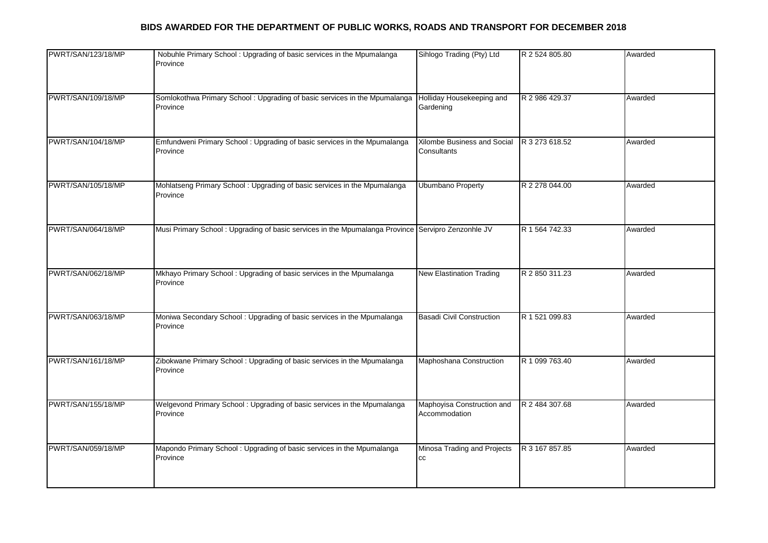## BIDS AWARDED FOR THE DEPARTMENT OF PUBLIC WORKS, ROADS AND TRANSPORT FOR DECEMBER 2018

| | | | | |
|---|---|---|---|---|
| PWRT/SAN/123/18/MP | Nobuhle Primary School : Upgrading of basic services in the Mpumalanga Province | Sihlogo Trading (Pty) Ltd | R 2 524 805.80 | Awarded |
| PWRT/SAN/109/18/MP | Somlokothwa Primary School : Upgrading of basic services in the Mpumalanga Province | Holliday Housekeeping and Gardening | R 2 986 429.37 | Awarded |
| PWRT/SAN/104/18/MP | Emfundweni Primary School : Upgrading of basic services in the Mpumalanga Province | Xilombe Business and Social Consultants | R 3 273 618.52 | Awarded |
| PWRT/SAN/105/18/MP | Mohlatseng Primary School : Upgrading of basic services in the Mpumalanga Province | Ubumbano Property | R 2 278 044.00 | Awarded |
| PWRT/SAN/064/18/MP | Musi Primary School : Upgrading of basic services in the Mpumalanga Province | Servipro Zenzonhle JV | R 1 564 742.33 | Awarded |
| PWRT/SAN/062/18/MP | Mkhayo Primary School : Upgrading of basic services in the Mpumalanga Province | New Elastination Trading | R 2 850 311.23 | Awarded |
| PWRT/SAN/063/18/MP | Moniwa Secondary School : Upgrading of basic services in the Mpumalanga Province | Basadi Civil Construction | R 1 521 099.83 | Awarded |
| PWRT/SAN/161/18/MP | Zibokwane Primary School : Upgrading of basic services in the Mpumalanga Province | Maphoshana Construction | R 1 099 763.40 | Awarded |
| PWRT/SAN/155/18/MP | Welgevond Primary School : Upgrading of basic services in the Mpumalanga Province | Maphoyisa Construction and Accommodation | R 2 484 307.68 | Awarded |
| PWRT/SAN/059/18/MP | Mapondo Primary School : Upgrading of basic services in the Mpumalanga Province | Minosa Trading and Projects cc | R 3 167 857.85 | Awarded |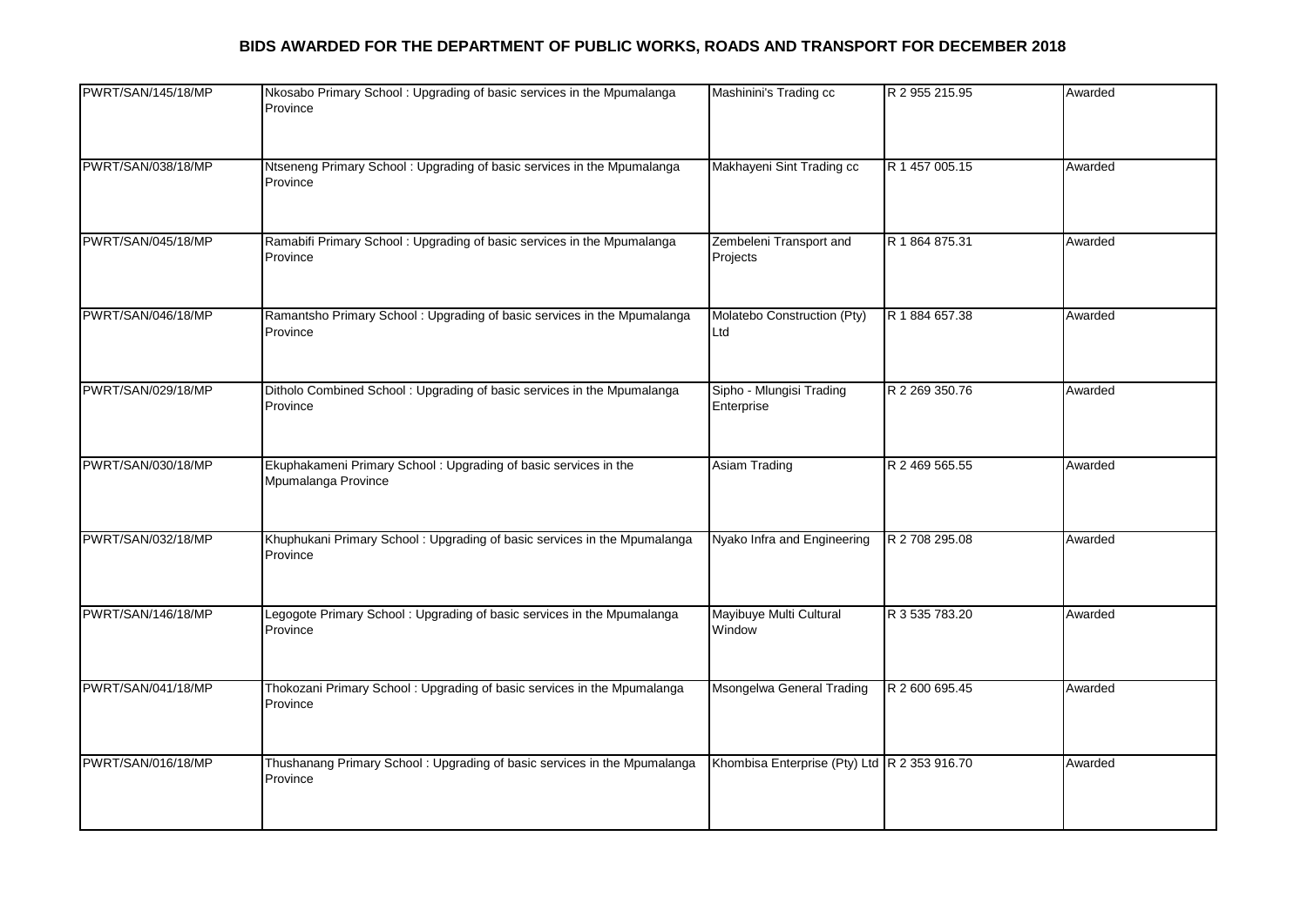## BIDS AWARDED FOR THE DEPARTMENT OF PUBLIC WORKS, ROADS AND TRANSPORT FOR DECEMBER 2018

| | | | | |
|---|---|---|---|---|
| PWRT/SAN/145/18/MP | Nkosabo Primary School : Upgrading of basic services in the Mpumalanga Province | Mashinini's Trading cc | R 2 955 215.95 | Awarded |
| PWRT/SAN/038/18/MP | Ntseneng Primary School : Upgrading of basic services in the Mpumalanga Province | Makhayeni Sint Trading cc | R 1 457 005.15 | Awarded |
| PWRT/SAN/045/18/MP | Ramabifi Primary School : Upgrading of basic services in the Mpumalanga Province | Zembeleni Transport and Projects | R 1 864 875.31 | Awarded |
| PWRT/SAN/046/18/MP | Ramantsho Primary School : Upgrading of basic services in the Mpumalanga Province | Molatebo Construction (Pty) Ltd | R 1 884 657.38 | Awarded |
| PWRT/SAN/029/18/MP | Ditholo Combined School : Upgrading of basic services in the Mpumalanga Province | Sipho - Mlungisi Trading Enterprise | R 2 269 350.76 | Awarded |
| PWRT/SAN/030/18/MP | Ekuphakameni Primary School : Upgrading of basic services in the Mpumalanga Province | Asiam Trading | R 2 469 565.55 | Awarded |
| PWRT/SAN/032/18/MP | Khuphukani Primary School : Upgrading of basic services in the Mpumalanga Province | Nyako Infra and Engineering | R 2 708 295.08 | Awarded |
| PWRT/SAN/146/18/MP | Legogote Primary School : Upgrading of basic services in the Mpumalanga Province | Mayibuye Multi Cultural Window | R 3 535 783.20 | Awarded |
| PWRT/SAN/041/18/MP | Thokozani Primary School : Upgrading of basic services in the Mpumalanga Province | Msongelwa General Trading | R 2 600 695.45 | Awarded |
| PWRT/SAN/016/18/MP | Thushanang Primary School : Upgrading of basic services in the Mpumalanga Province | Khombisa Enterprise (Pty) Ltd | R 2 353 916.70 | Awarded |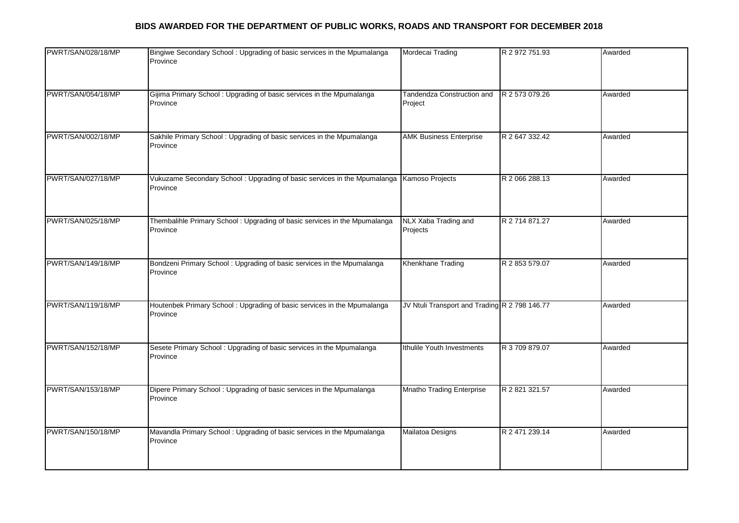# BIDS AWARDED FOR THE DEPARTMENT OF PUBLIC WORKS, ROADS AND TRANSPORT FOR DECEMBER 2018

| | | | | |
|---|---|---|---|---|
| PWRT/SAN/028/18/MP | Bingiwe Secondary School : Upgrading of basic services in the Mpumalanga Province | Mordecai Trading | R 2 972 751.93 | Awarded |
| PWRT/SAN/054/18/MP | Gijima Primary School : Upgrading of basic services in the Mpumalanga Province | Tandendza Construction and Project | R 2 573 079.26 | Awarded |
| PWRT/SAN/002/18/MP | Sakhile Primary School : Upgrading of basic services in the Mpumalanga Province | AMK Business Enterprise | R 2 647 332.42 | Awarded |
| PWRT/SAN/027/18/MP | Vukuzame Secondary School : Upgrading of basic services in the Mpumalanga Province | Kamoso Projects | R 2 066 288.13 | Awarded |
| PWRT/SAN/025/18/MP | Thembalihle Primary School : Upgrading of basic services in the Mpumalanga Province | NLX Xaba Trading and Projects | R 2 714 871.27 | Awarded |
| PWRT/SAN/149/18/MP | Bondzeni Primary School : Upgrading of basic services in the Mpumalanga Province | Khenkhane Trading | R 2 853 579.07 | Awarded |
| PWRT/SAN/119/18/MP | Houtenbek Primary School : Upgrading of basic services in the Mpumalanga Province | JV Ntuli Transport and Trading | R 2 798 146.77 | Awarded |
| PWRT/SAN/152/18/MP | Sesete Primary School : Upgrading of basic services in the Mpumalanga Province | Ithulile Youth Investments | R 3 709 879.07 | Awarded |
| PWRT/SAN/153/18/MP | Dipere Primary School : Upgrading of basic services in the Mpumalanga Province | Mnatho Trading Enterprise | R 2 821 321.57 | Awarded |
| PWRT/SAN/150/18/MP | Mavandla Primary School : Upgrading of basic services in the Mpumalanga Province | Mailatoa Designs | R 2 471 239.14 | Awarded |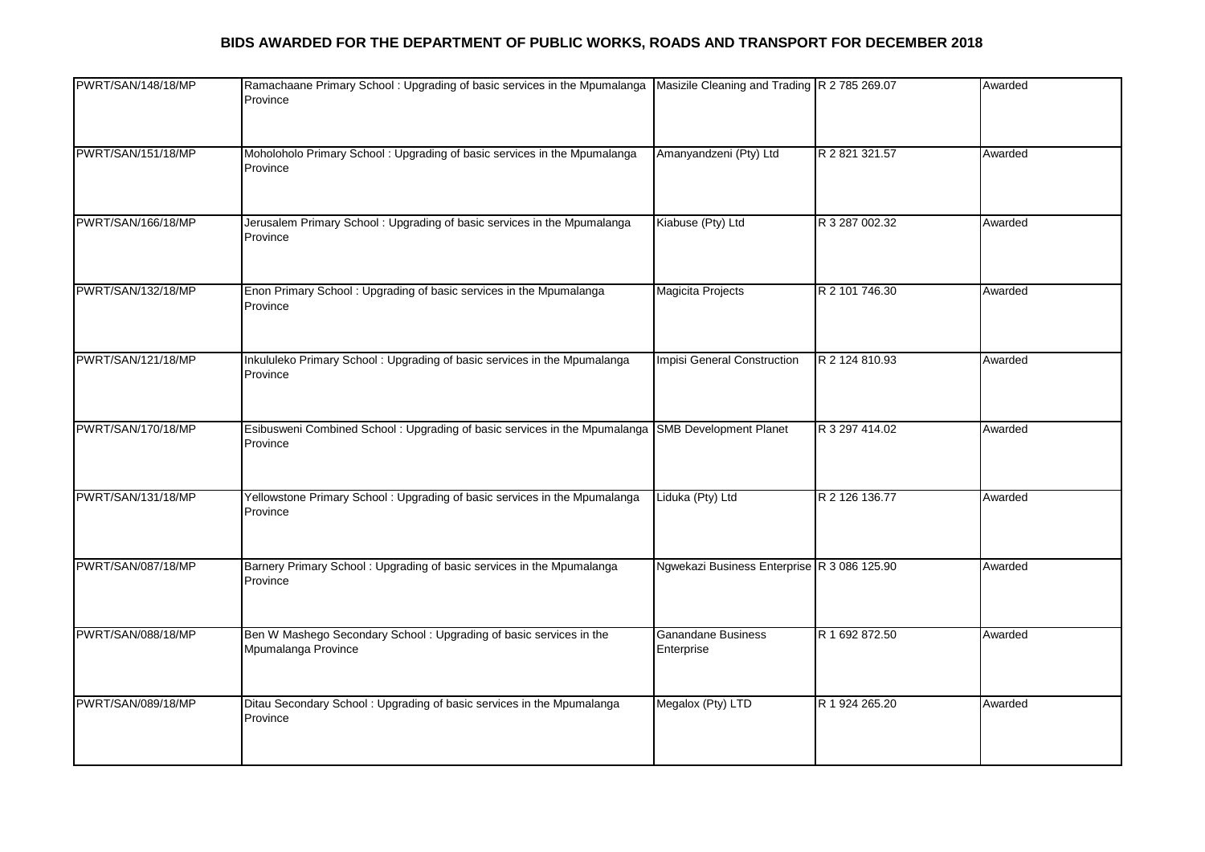## BIDS AWARDED FOR THE DEPARTMENT OF PUBLIC WORKS, ROADS AND TRANSPORT FOR DECEMBER 2018

| | | | | |
|---|---|---|---|---|
| PWRT/SAN/148/18/MP | Ramachaane Primary School : Upgrading of basic services in the Mpumalanga Province | Masizile Cleaning and Trading | R 2 785 269.07 | Awarded |
| PWRT/SAN/151/18/MP | Moholoholo Primary School : Upgrading of basic services in the Mpumalanga Province | Amanyandzeni (Pty) Ltd | R 2 821 321.57 | Awarded |
| PWRT/SAN/166/18/MP | Jerusalem Primary School : Upgrading of basic services in the Mpumalanga Province | Kiabuse (Pty) Ltd | R 3 287 002.32 | Awarded |
| PWRT/SAN/132/18/MP | Enon Primary School : Upgrading of basic services in the Mpumalanga Province | Magicita Projects | R 2 101 746.30 | Awarded |
| PWRT/SAN/121/18/MP | Inkululeko Primary School : Upgrading of basic services in the Mpumalanga Province | Impisi General Construction | R 2 124 810.93 | Awarded |
| PWRT/SAN/170/18/MP | Esibusweni Combined School : Upgrading of basic services in the Mpumalanga Province | SMB Development Planet | R 3 297 414.02 | Awarded |
| PWRT/SAN/131/18/MP | Yellowstone Primary School : Upgrading of basic services in the Mpumalanga Province | Liduka (Pty) Ltd | R 2 126 136.77 | Awarded |
| PWRT/SAN/087/18/MP | Barnery Primary School : Upgrading of basic services in the Mpumalanga Province | Ngwekazi Business Enterprise | R 3 086 125.90 | Awarded |
| PWRT/SAN/088/18/MP | Ben W Mashego Secondary School : Upgrading of basic services in the Mpumalanga Province | Ganandane Business Enterprise | R 1 692 872.50 | Awarded |
| PWRT/SAN/089/18/MP | Ditau Secondary School : Upgrading of basic services in the Mpumalanga Province | Megalox (Pty) LTD | R 1 924 265.20 | Awarded |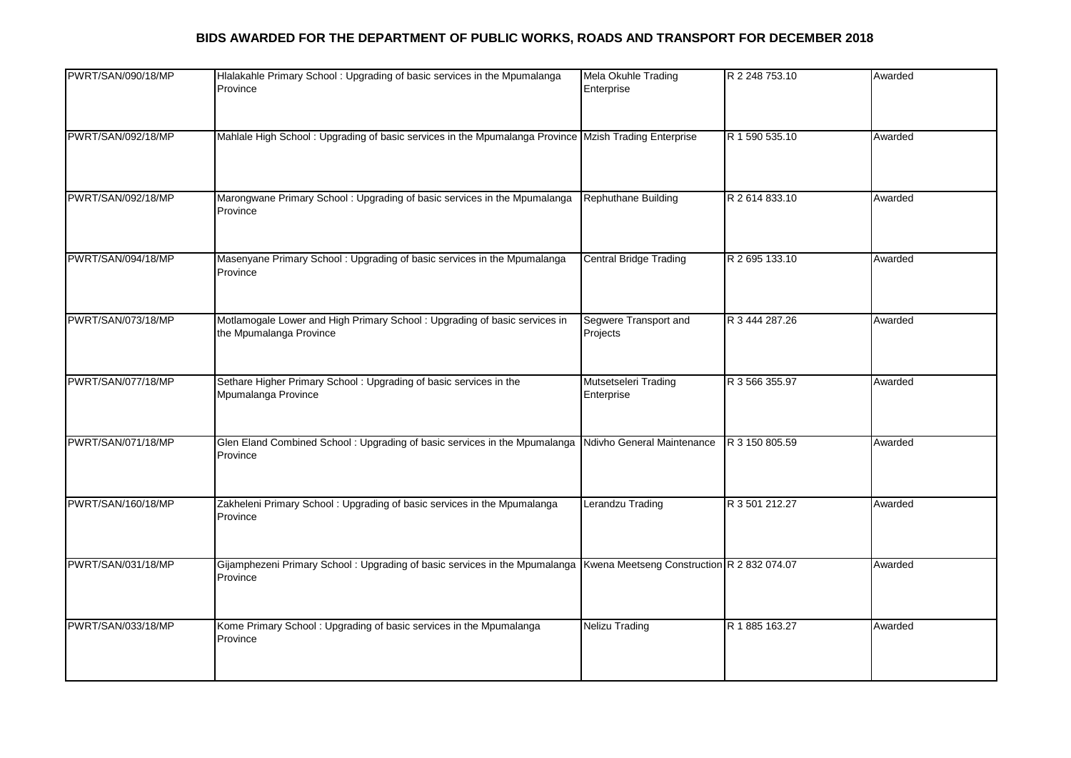## BIDS AWARDED FOR THE DEPARTMENT OF PUBLIC WORKS, ROADS AND TRANSPORT FOR DECEMBER 2018

| | | | | |
|---|---|---|---|---|
| PWRT/SAN/090/18/MP | Hlalakahle Primary School : Upgrading of basic services in the Mpumalanga Province | Mela Okuhle Trading Enterprise | R 2 248 753.10 | Awarded |
| PWRT/SAN/092/18/MP | Mahlale High School : Upgrading of basic services in the Mpumalanga Province | Mzish Trading Enterprise | R 1 590 535.10 | Awarded |
| PWRT/SAN/092/18/MP | Marongwane Primary School : Upgrading of basic services in the Mpumalanga Province | Rephuthane Building | R 2 614 833.10 | Awarded |
| PWRT/SAN/094/18/MP | Masenyane Primary School : Upgrading of basic services in the Mpumalanga Province | Central Bridge Trading | R 2 695 133.10 | Awarded |
| PWRT/SAN/073/18/MP | Motlamogale Lower and High Primary School : Upgrading of basic services in the Mpumalanga Province | Segwere Transport and Projects | R 3 444 287.26 | Awarded |
| PWRT/SAN/077/18/MP | Sethare Higher Primary School : Upgrading of basic services in the Mpumalanga Province | Mutsetseleri Trading Enterprise | R 3 566 355.97 | Awarded |
| PWRT/SAN/071/18/MP | Glen Eland Combined School : Upgrading of basic services in the Mpumalanga Province | Ndivho General Maintenance | R 3 150 805.59 | Awarded |
| PWRT/SAN/160/18/MP | Zakheleni Primary School : Upgrading of basic services in the Mpumalanga Province | Lerandzu Trading | R 3 501 212.27 | Awarded |
| PWRT/SAN/031/18/MP | Gijamphezeni Primary School : Upgrading of basic services in the Mpumalanga Province | Kwena Meetseng Construction | R 2 832 074.07 | Awarded |
| PWRT/SAN/033/18/MP | Kome Primary School : Upgrading of basic services in the Mpumalanga Province | Nelizu Trading | R 1 885 163.27 | Awarded |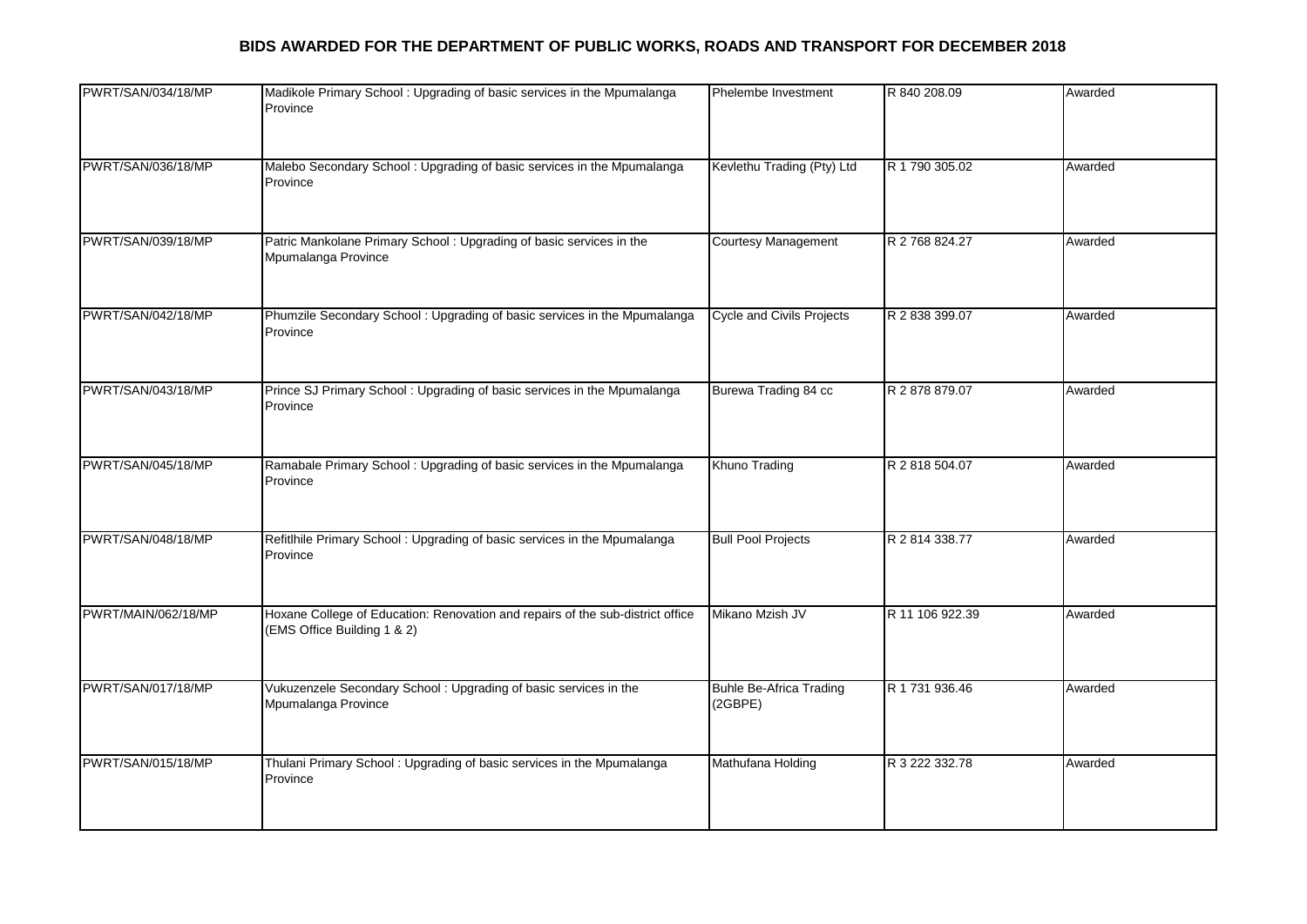# BIDS AWARDED FOR THE DEPARTMENT OF PUBLIC WORKS, ROADS AND TRANSPORT FOR DECEMBER 2018

| | | | | |
|---|---|---|---|---|
| PWRT/SAN/034/18/MP | Madikole Primary School : Upgrading of basic services in the Mpumalanga Province | Phelembe Investment | R 840 208.09 | Awarded |
| PWRT/SAN/036/18/MP | Malebo Secondary School : Upgrading of basic services in the Mpumalanga Province | Kevlethu Trading (Pty) Ltd | R 1 790 305.02 | Awarded |
| PWRT/SAN/039/18/MP | Patric Mankolane Primary School : Upgrading of basic services in the Mpumalanga Province | Courtesy Management | R 2 768 824.27 | Awarded |
| PWRT/SAN/042/18/MP | Phumzile Secondary School : Upgrading of basic services in the Mpumalanga Province | Cycle and Civils Projects | R 2 838 399.07 | Awarded |
| PWRT/SAN/043/18/MP | Prince SJ Primary School : Upgrading of basic services in the Mpumalanga Province | Burewa Trading 84 cc | R 2 878 879.07 | Awarded |
| PWRT/SAN/045/18/MP | Ramabale Primary School : Upgrading of basic services in the Mpumalanga Province | Khuno Trading | R 2 818 504.07 | Awarded |
| PWRT/SAN/048/18/MP | Refitlhile Primary School : Upgrading of basic services in the Mpumalanga Province | Bull Pool Projects | R 2 814 338.77 | Awarded |
| PWRT/MAIN/062/18/MP | Hoxane College of Education: Renovation and repairs of the sub-district office (EMS Office Building 1 & 2) | Mikano Mzish JV | R 11 106 922.39 | Awarded |
| PWRT/SAN/017/18/MP | Vukuzenzele Secondary School : Upgrading of basic services in the Mpumalanga Province | Buhle Be-Africa Trading (2GBPE) | R 1 731 936.46 | Awarded |
| PWRT/SAN/015/18/MP | Thulani Primary School : Upgrading of basic services in the Mpumalanga Province | Mathufana Holding | R 3 222 332.78 | Awarded |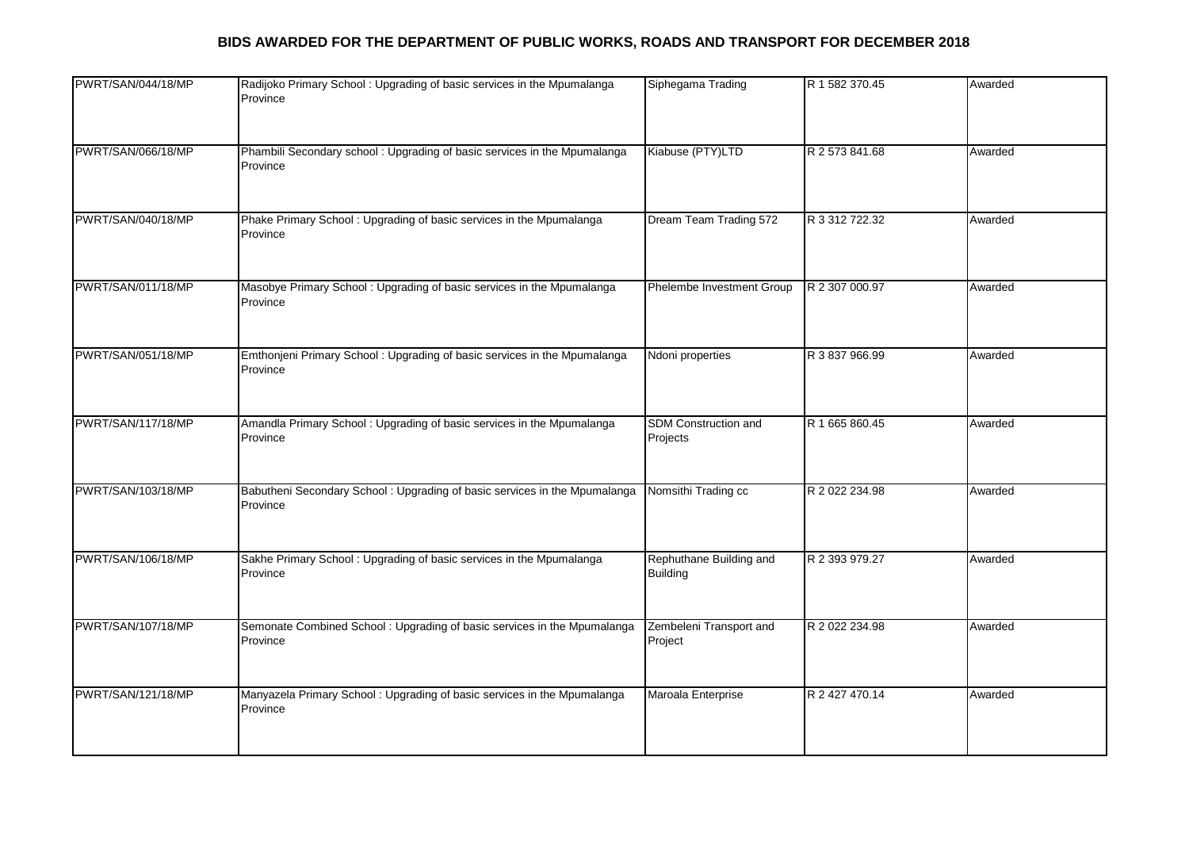## BIDS AWARDED FOR THE DEPARTMENT OF PUBLIC WORKS, ROADS AND TRANSPORT FOR DECEMBER 2018

| | | | | |
|---|---|---|---|---|
| PWRT/SAN/044/18/MP | Radijoko Primary School : Upgrading of basic services in the Mpumalanga Province | Siphegama Trading | R 1 582 370.45 | Awarded |
| PWRT/SAN/066/18/MP | Phambili Secondary school : Upgrading of basic services in the Mpumalanga Province | Kiabuse (PTY)LTD | R 2 573 841.68 | Awarded |
| PWRT/SAN/040/18/MP | Phake Primary School : Upgrading of basic services in the Mpumalanga Province | Dream Team Trading 572 | R 3 312 722.32 | Awarded |
| PWRT/SAN/011/18/MP | Masobye Primary School : Upgrading of basic services in the Mpumalanga Province | Phelembe Investment Group | R 2 307 000.97 | Awarded |
| PWRT/SAN/051/18/MP | Emthonjeni Primary School : Upgrading of basic services in the Mpumalanga Province | Ndoni properties | R 3 837 966.99 | Awarded |
| PWRT/SAN/117/18/MP | Amandla Primary School : Upgrading of basic services in the Mpumalanga Province | SDM Construction and Projects | R 1 665 860.45 | Awarded |
| PWRT/SAN/103/18/MP | Babutheni Secondary School : Upgrading of basic services in the Mpumalanga Province | Nomsithi Trading cc | R 2 022 234.98 | Awarded |
| PWRT/SAN/106/18/MP | Sakhe Primary School : Upgrading of basic services in the Mpumalanga Province | Rephuthane Building and Building | R 2 393 979.27 | Awarded |
| PWRT/SAN/107/18/MP | Semonate Combined School : Upgrading of basic services in the Mpumalanga Province | Zembeleni Transport and Project | R 2 022 234.98 | Awarded |
| PWRT/SAN/121/18/MP | Manyazela Primary School : Upgrading of basic services in the Mpumalanga Province | Maroala Enterprise | R 2 427 470.14 | Awarded |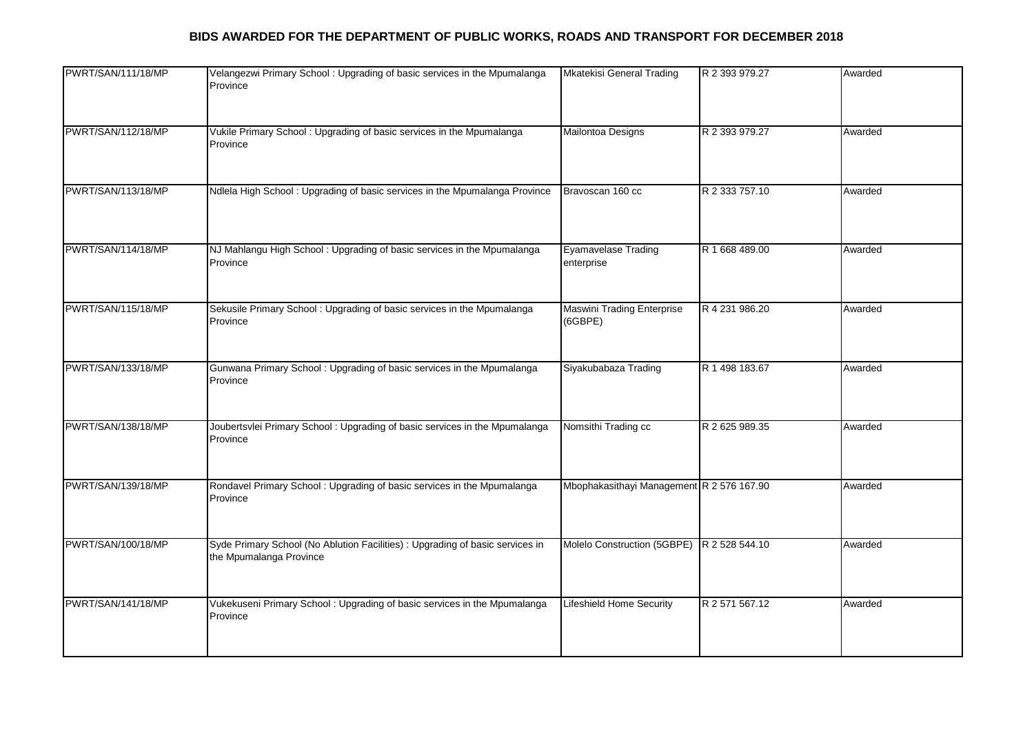# BIDS AWARDED FOR THE DEPARTMENT OF PUBLIC WORKS, ROADS AND TRANSPORT FOR DECEMBER 2018

| | | | | |
|---|---|---|---|---|
| PWRT/SAN/111/18/MP | Velangezwi Primary School : Upgrading of basic services in the Mpumalanga Province | Mkatekisi General Trading | R 2 393 979.27 | Awarded |
| PWRT/SAN/112/18/MP | Vukile Primary School : Upgrading of basic services in the Mpumalanga Province | Mailontoa Designs | R 2 393 979.27 | Awarded |
| PWRT/SAN/113/18/MP | Ndlela High School : Upgrading of basic services in the Mpumalanga Province | Bravoscan 160 cc | R 2 333 757.10 | Awarded |
| PWRT/SAN/114/18/MP | NJ Mahlangu High School : Upgrading of basic services in the Mpumalanga Province | Eyamavelase Trading enterprise | R 1 668 489.00 | Awarded |
| PWRT/SAN/115/18/MP | Sekusile Primary School : Upgrading of basic services in the Mpumalanga Province | Maswini Trading Enterprise (6GBPE) | R 4 231 986.20 | Awarded |
| PWRT/SAN/133/18/MP | Gunwana Primary School : Upgrading of basic services in the Mpumalanga Province | Siyakubabaza Trading | R 1 498 183.67 | Awarded |
| PWRT/SAN/138/18/MP | Joubertsvlei Primary School : Upgrading of basic services in the Mpumalanga Province | Nomsithi Trading cc | R 2 625 989.35 | Awarded |
| PWRT/SAN/139/18/MP | Rondavel Primary School : Upgrading of basic services in the Mpumalanga Province | Mbophakasithayi Management | R 2 576 167.90 | Awarded |
| PWRT/SAN/100/18/MP | Syde Primary School (No Ablution Facilities) : Upgrading of basic services in the Mpumalanga Province | Molelo Construction (5GBPE) | R 2 528 544.10 | Awarded |
| PWRT/SAN/141/18/MP | Vukekuseni Primary School : Upgrading of basic services in the Mpumalanga Province | Lifeshield Home Security | R 2 571 567.12 | Awarded |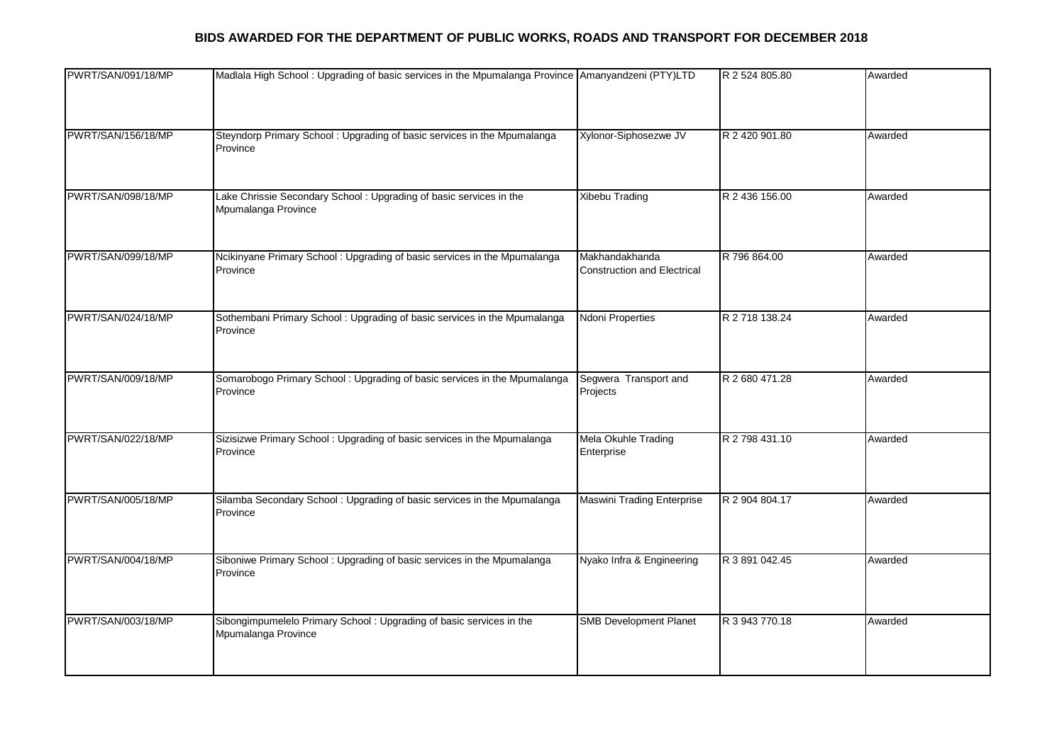## BIDS AWARDED FOR THE DEPARTMENT OF PUBLIC WORKS, ROADS AND TRANSPORT FOR DECEMBER 2018

| | | | | |
|---|---|---|---|---|
| PWRT/SAN/091/18/MP | Madlala High School : Upgrading of basic services in the Mpumalanga Province | Amanyandzeni (PTY)LTD | R 2 524 805.80 | Awarded |
| PWRT/SAN/156/18/MP | Steyndorp Primary School : Upgrading of basic services in the Mpumalanga Province | Xylonor-Siphosezwe JV | R 2 420 901.80 | Awarded |
| PWRT/SAN/098/18/MP | Lake Chrissie Secondary School : Upgrading of basic services in the Mpumalanga Province | Xibebu Trading | R 2 436 156.00 | Awarded |
| PWRT/SAN/099/18/MP | Ncikinyane Primary School : Upgrading of basic services in the Mpumalanga Province | Makhandakhanda Construction and Electrical | R 796 864.00 | Awarded |
| PWRT/SAN/024/18/MP | Sothembani Primary School : Upgrading of basic services in the Mpumalanga Province | Ndoni Properties | R 2 718 138.24 | Awarded |
| PWRT/SAN/009/18/MP | Somarobogo Primary School : Upgrading of basic services in the Mpumalanga Province | Segwera Transport and Projects | R 2 680 471.28 | Awarded |
| PWRT/SAN/022/18/MP | Sizisizwe Primary School : Upgrading of basic services in the Mpumalanga Province | Mela Okuhle Trading Enterprise | R 2 798 431.10 | Awarded |
| PWRT/SAN/005/18/MP | Silamba Secondary School : Upgrading of basic services in the Mpumalanga Province | Maswini Trading Enterprise | R 2 904 804.17 | Awarded |
| PWRT/SAN/004/18/MP | Siboniwe Primary School : Upgrading of basic services in the Mpumalanga Province | Nyako Infra & Engineering | R 3 891 042.45 | Awarded |
| PWRT/SAN/003/18/MP | Sibongimpumelelo Primary School : Upgrading of basic services in the Mpumalanga Province | SMB Development Planet | R 3 943 770.18 | Awarded |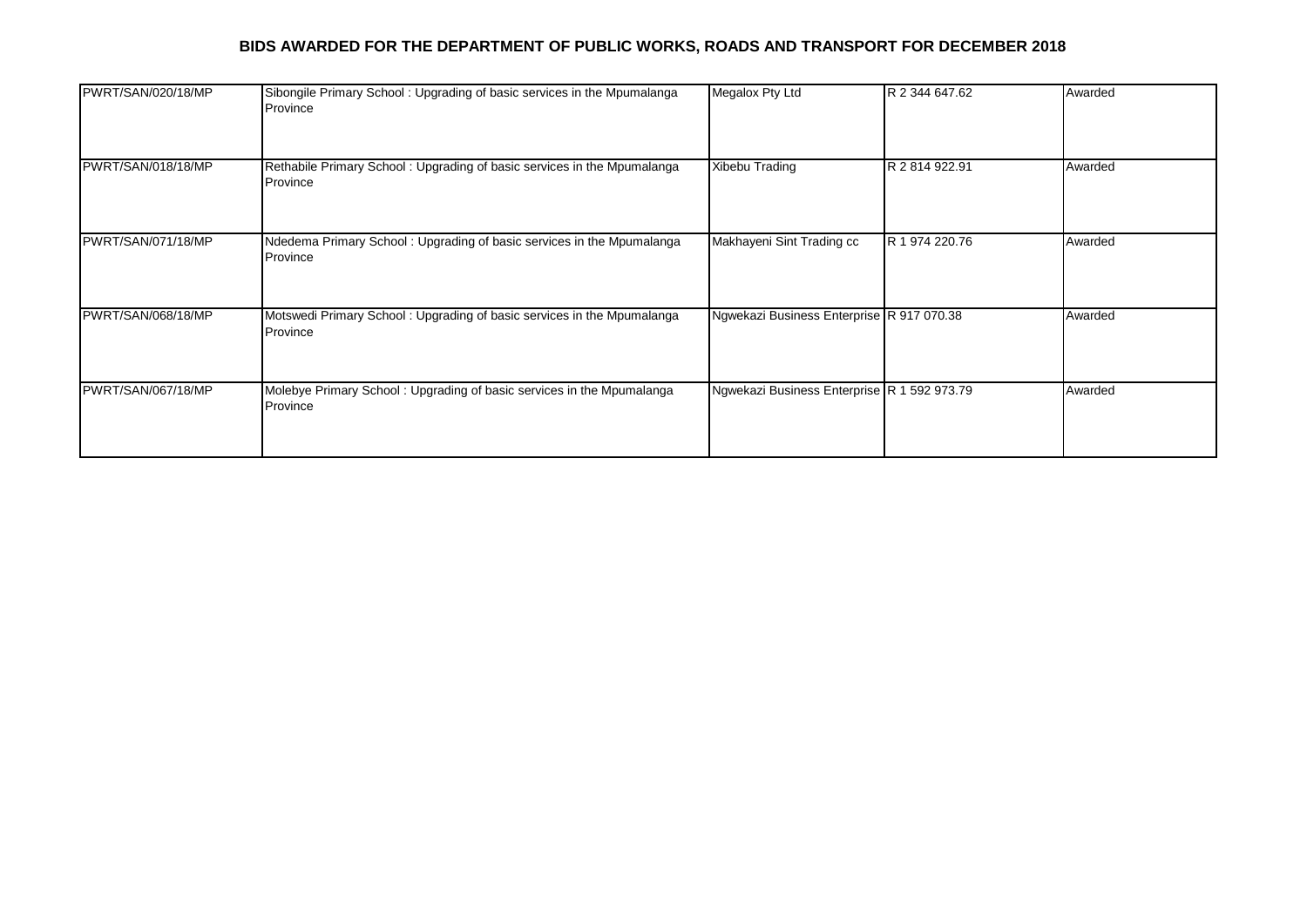**BIDS AWARDED FOR THE DEPARTMENT OF PUBLIC WORKS, ROADS AND TRANSPORT FOR DECEMBER 2018**

| | | | | |
|---|---|---|---|---|
| PWRT/SAN/020/18/MP | Sibongile Primary School : Upgrading of basic services in the Mpumalanga Province | Megalox Pty Ltd | R 2 344 647.62 | Awarded |
| PWRT/SAN/018/18/MP | Rethabile Primary School : Upgrading of basic services in the Mpumalanga Province | Xibebu Trading | R 2 814 922.91 | Awarded |
| PWRT/SAN/071/18/MP | Ndedema Primary School : Upgrading of basic services in the Mpumalanga Province | Makhayeni Sint Trading cc | R 1 974 220.76 | Awarded |
| PWRT/SAN/068/18/MP | Motswedi Primary School : Upgrading of basic services in the Mpumalanga Province | Ngwekazi Business Enterprise | R 917 070.38 | Awarded |
| PWRT/SAN/067/18/MP | Molebye Primary School : Upgrading of basic services in the Mpumalanga Province | Ngwekazi Business Enterprise | R 1 592 973.79 | Awarded |